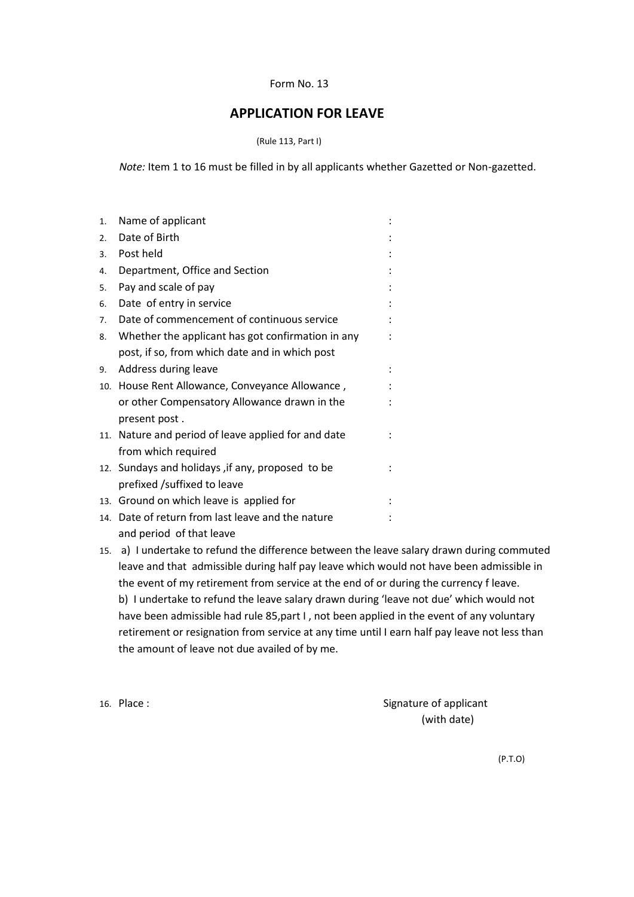Form No. 13

# APPLICATION FOR LEAVE

(Rule 113, Part I)

*Note:* Item 1 to 16 must be filled in by all applicants whether Gazetted or Non-gazetted.

1. Name of applicant :
2. Date of Birth :
3. Post held :
4. Department, Office and Section :
5. Pay and scale of pay :
6. Date of entry in service :
7. Date of commencement of continuous service :
8. Whether the applicant has got confirmation in any post, if so, from which date and in which post :
9. Address during leave :
10. House Rent Allowance, Conveyance Allowance , or other Compensatory Allowance drawn in the present post . :
11. Nature and period of leave applied for and date from which required :
12. Sundays and holidays ,if any, proposed to be prefixed /suffixed to leave :
13. Ground on which leave is applied for :
14. Date of return from last leave and the nature and period of that leave :
15. a) I undertake to refund the difference between the leave salary drawn during commuted leave and that admissible during half pay leave which would not have been admissible in the event of my retirement from service at the end of or during the currency f leave.
    b) I undertake to refund the leave salary drawn during 'leave not due' which would not have been admissible had rule 85,part I , not been applied in the event of any voluntary retirement or resignation from service at any time until I earn half pay leave not less than the amount of leave not due availed of by me.

16. Place :

Signature of applicant
(with date)

(P.T.O)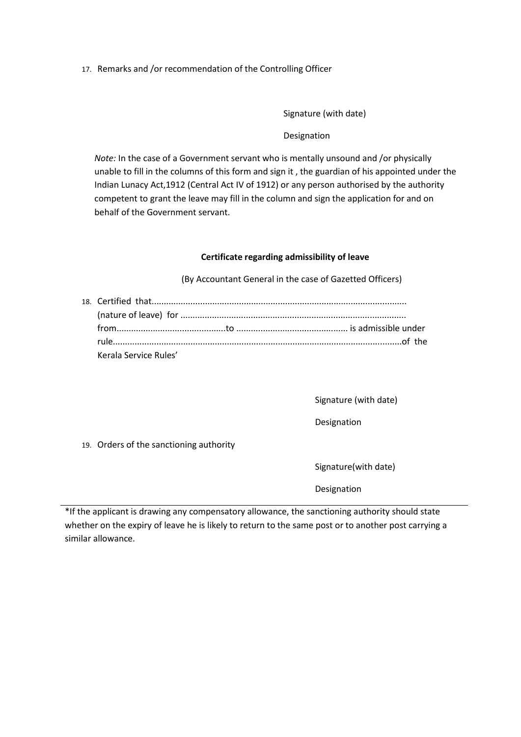17. Remarks and /or recommendation of the Controlling Officer

Signature (with date)

Designation

*Note:* In the case of a Government servant who is mentally unsound and /or physically unable to fill in the columns of this form and sign it , the guardian of his appointed under the Indian Lunacy Act,1912 (Central Act IV of 1912) or any person authorised by the authority competent to grant the leave may fill in the column and sign the application for and on behalf of the Government servant.

**Certificate regarding admissibility of leave**

(By Accountant General in the case of Gazetted Officers)

18. Certified that.......................................................................................................
    (nature of leave) for ...........................................................................................
    from............................................to ............................................. is admissible under
    rule......................................................................................................................of the
    Kerala Service Rules'

Signature (with date)

Designation

19. Orders of the sanctioning authority

Signature(with date)

Designation

---

*If the applicant is drawing any compensatory allowance, the sanctioning authority should state whether on the expiry of leave he is likely to return to the same post or to another post carrying a similar allowance.